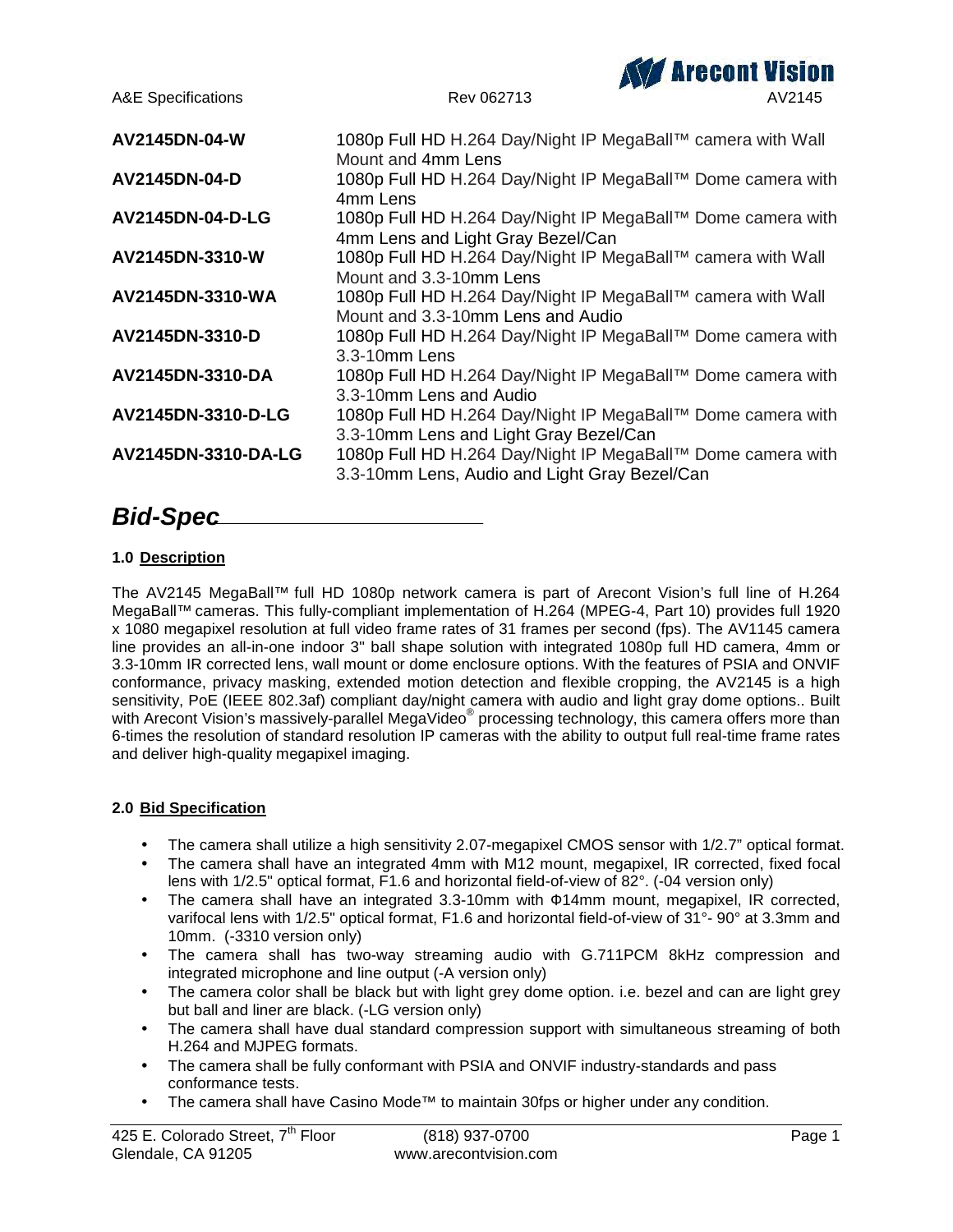| | |
|---|---|
| **AV2145DN-04-W** | 1080p Full HD H.264 Day/Night IP MegaBall™ camera with Wall Mount and 4mm Lens |
| **AV2145DN-04-D** | 1080p Full HD H.264 Day/Night IP MegaBall™ Dome camera with 4mm Lens |
| **AV2145DN-04-D-LG** | 1080p Full HD H.264 Day/Night IP MegaBall™ Dome camera with 4mm Lens and Light Gray Bezel/Can |
| **AV2145DN-3310-W** | 1080p Full HD H.264 Day/Night IP MegaBall™ camera with Wall Mount and 3.3-10mm Lens |
| **AV2145DN-3310-WA** | 1080p Full HD H.264 Day/Night IP MegaBall™ camera with Wall Mount and 3.3-10mm Lens and Audio |
| **AV2145DN-3310-D** | 1080p Full HD H.264 Day/Night IP MegaBall™ Dome camera with 3.3-10mm Lens |
| **AV2145DN-3310-DA** | 1080p Full HD H.264 Day/Night IP MegaBall™ Dome camera with 3.3-10mm Lens and Audio |
| **AV2145DN-3310-D-LG** | 1080p Full HD H.264 Day/Night IP MegaBall™ Dome camera with 3.3-10mm Lens and Light Gray Bezel/Can |
| **AV2145DN-3310-DA-LG** | 1080p Full HD H.264 Day/Night IP MegaBall™ Dome camera with 3.3-10mm Lens, Audio and Light Gray Bezel/Can |

# ***Bid-Spec***

### 1.0 Description

The AV2145 MegaBall™ full HD 1080p network camera is part of Arecont Vision's full line of H.264 MegaBall™ cameras. This fully-compliant implementation of H.264 (MPEG-4, Part 10) provides full 1920 x 1080 megapixel resolution at full video frame rates of 31 frames per second (fps). The AV1145 camera line provides an all-in-one indoor 3" ball shape solution with integrated 1080p full HD camera, 4mm or 3.3-10mm IR corrected lens, wall mount or dome enclosure options. With the features of PSIA and ONVIF conformance, privacy masking, extended motion detection and flexible cropping, the AV2145 is a high sensitivity, PoE (IEEE 802.3af) compliant day/night camera with audio and light gray dome options.. Built with Arecont Vision's massively-parallel MegaVideo® processing technology, this camera offers more than 6-times the resolution of standard resolution IP cameras with the ability to output full real-time frame rates and deliver high-quality megapixel imaging.

### 2.0 Bid Specification

- The camera shall utilize a high sensitivity 2.07-megapixel CMOS sensor with 1/2.7" optical format.
- The camera shall have an integrated 4mm with M12 mount, megapixel, IR corrected, fixed focal lens with 1/2.5" optical format, F1.6 and horizontal field-of-view of 82°. (-04 version only)
- The camera shall have an integrated 3.3-10mm with Φ14mm mount, megapixel, IR corrected, varifocal lens with 1/2.5" optical format, F1.6 and horizontal field-of-view of 31°- 90° at 3.3mm and 10mm. (-3310 version only)
- The camera shall has two-way streaming audio with G.711PCM 8kHz compression and integrated microphone and line output (-A version only)
- The camera color shall be black but with light grey dome option. i.e. bezel and can are light grey but ball and liner are black. (-LG version only)
- The camera shall have dual standard compression support with simultaneous streaming of both H.264 and MJPEG formats.
- The camera shall be fully conformant with PSIA and ONVIF industry-standards and pass conformance tests.
- The camera shall have Casino Mode™ to maintain 30fps or higher under any condition.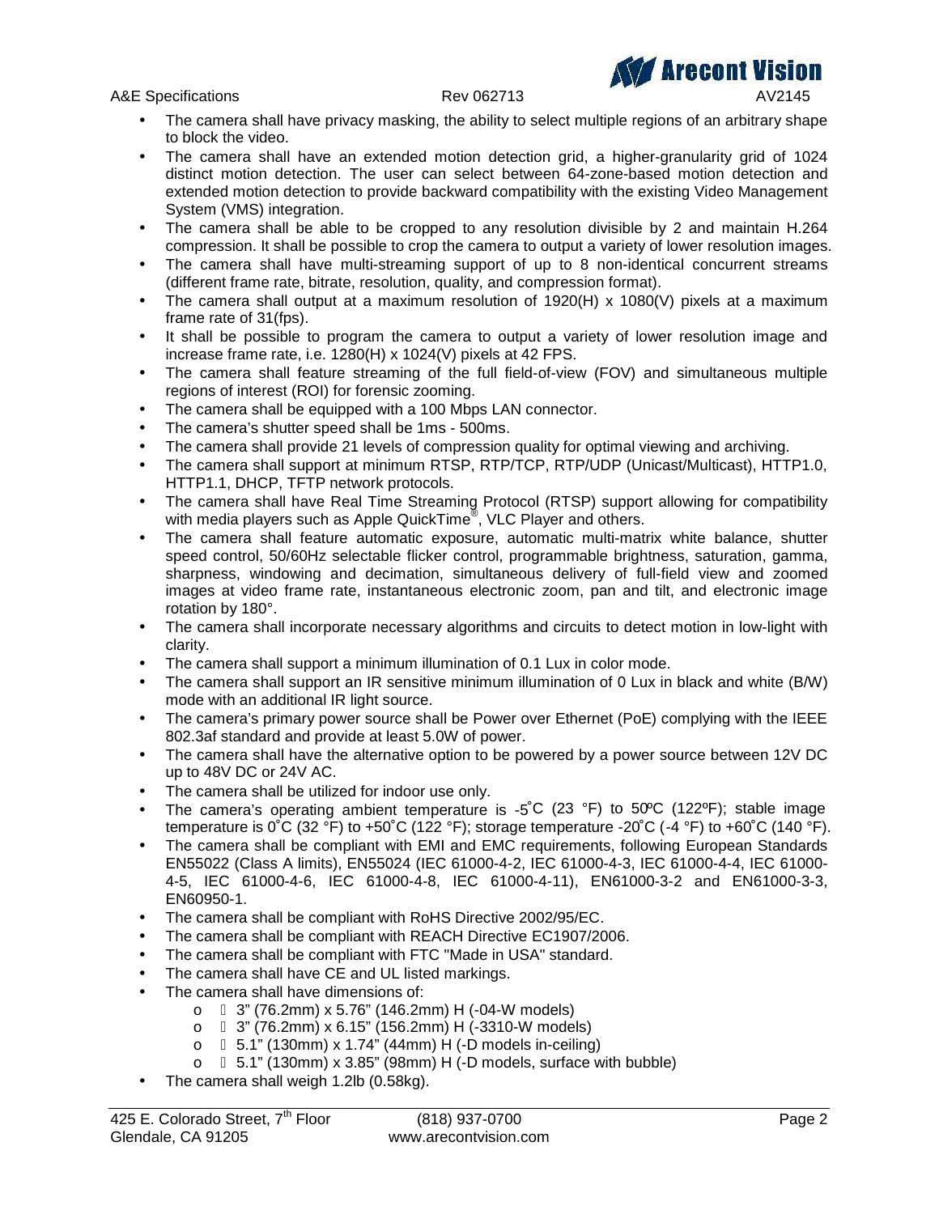- The camera shall have privacy masking, the ability to select multiple regions of an arbitrary shape to block the video.
- The camera shall have an extended motion detection grid, a higher-granularity grid of 1024 distinct motion detection. The user can select between 64-zone-based motion detection and extended motion detection to provide backward compatibility with the existing Video Management System (VMS) integration.
- The camera shall be able to be cropped to any resolution divisible by 2 and maintain H.264 compression. It shall be possible to crop the camera to output a variety of lower resolution images.
- The camera shall have multi-streaming support of up to 8 non-identical concurrent streams (different frame rate, bitrate, resolution, quality, and compression format).
- The camera shall output at a maximum resolution of 1920(H) x 1080(V) pixels at a maximum frame rate of 31(fps).
- It shall be possible to program the camera to output a variety of lower resolution image and increase frame rate, i.e. 1280(H) x 1024(V) pixels at 42 FPS.
- The camera shall feature streaming of the full field-of-view (FOV) and simultaneous multiple regions of interest (ROI) for forensic zooming.
- The camera shall be equipped with a 100 Mbps LAN connector.
- The camera's shutter speed shall be 1ms - 500ms.
- The camera shall provide 21 levels of compression quality for optimal viewing and archiving.
- The camera shall support at minimum RTSP, RTP/TCP, RTP/UDP (Unicast/Multicast), HTTP1.0, HTTP1.1, DHCP, TFTP network protocols.
- The camera shall have Real Time Streaming Protocol (RTSP) support allowing for compatibility with media players such as Apple QuickTime®, VLC Player and others.
- The camera shall feature automatic exposure, automatic multi-matrix white balance, shutter speed control, 50/60Hz selectable flicker control, programmable brightness, saturation, gamma, sharpness, windowing and decimation, simultaneous delivery of full-field view and zoomed images at video frame rate, instantaneous electronic zoom, pan and tilt, and electronic image rotation by 180°.
- The camera shall incorporate necessary algorithms and circuits to detect motion in low-light with clarity.
- The camera shall support a minimum illumination of 0.1 Lux in color mode.
- The camera shall support an IR sensitive minimum illumination of 0 Lux in black and white (B/W) mode with an additional IR light source.
- The camera's primary power source shall be Power over Ethernet (PoE) complying with the IEEE 802.3af standard and provide at least 5.0W of power.
- The camera shall have the alternative option to be powered by a power source between 12V DC up to 48V DC or 24V AC.
- The camera shall be utilized for indoor use only.
- The camera's operating ambient temperature is -5˚C (23 °F) to 50ºC (122ºF); stable image temperature is 0˚C (32 °F) to +50˚C (122 °F); storage temperature -20˚C (-4 °F) to +60˚C (140 °F).
- The camera shall be compliant with EMI and EMC requirements, following European Standards EN55022 (Class A limits), EN55024 (IEC 61000-4-2, IEC 61000-4-3, IEC 61000-4-4, IEC 61000-4-5, IEC 61000-4-6, IEC 61000-4-8, IEC 61000-4-11), EN61000-3-2 and EN61000-3-3, EN60950-1.
- The camera shall be compliant with RoHS Directive 2002/95/EC.
- The camera shall be compliant with REACH Directive EC1907/2006.
- The camera shall be compliant with FTC "Made in USA" standard.
- The camera shall have CE and UL listed markings.
- The camera shall have dimensions of:
  - 3" (76.2mm) x 5.76" (146.2mm) H (-04-W models)
  - 3" (76.2mm) x 6.15" (156.2mm) H (-3310-W models)
  - 5.1" (130mm) x 1.74" (44mm) H (-D models in-ceiling)
  - 5.1" (130mm) x 3.85" (98mm) H (-D models, surface with bubble)
- The camera shall weigh 1.2lb (0.58kg).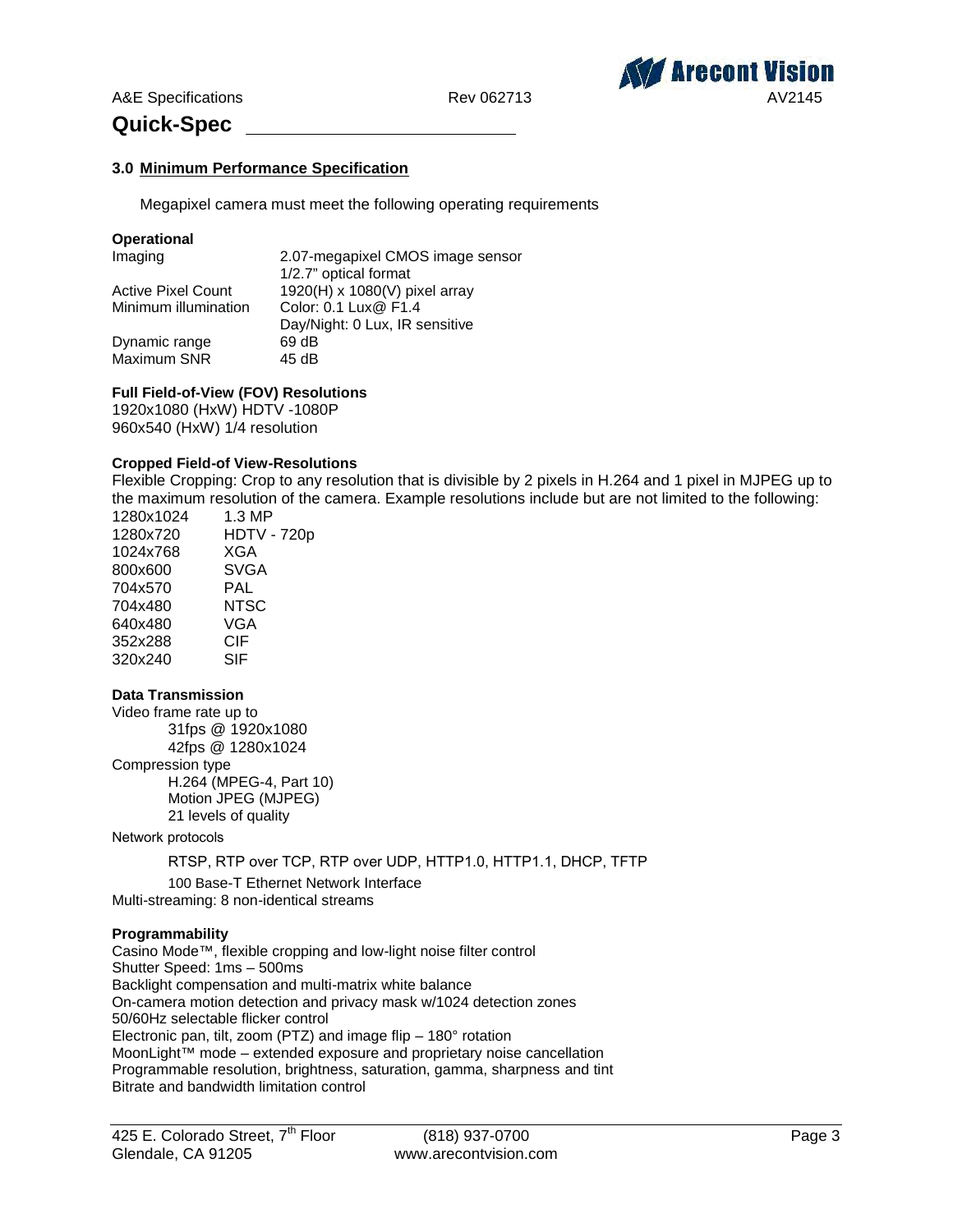## Quick-Spec

### 3.0 Minimum Performance Specification

Megapixel camera must meet the following operating requirements

**Operational**

| | |
|---|---|
| Imaging | 2.07-megapixel CMOS image sensor<br>1/2.7" optical format |
| Active Pixel Count | 1920(H) x 1080(V) pixel array |
| Minimum illumination | Color: 0.1 Lux@ F1.4<br>Day/Night: 0 Lux, IR sensitive |
| Dynamic range | 69 dB |
| Maximum SNR | 45 dB |

**Full Field-of-View (FOV) Resolutions**

1920x1080 (HxW) HDTV -1080P
960x540 (HxW) 1/4 resolution

**Cropped Field-of View-Resolutions**

Flexible Cropping: Crop to any resolution that is divisible by 2 pixels in H.264 and 1 pixel in MJPEG up to the maximum resolution of the camera. Example resolutions include but are not limited to the following:

| | |
|---|---|
| 1280x1024 | 1.3 MP |
| 1280x720 | HDTV - 720p |
| 1024x768 | XGA |
| 800x600 | SVGA |
| 704x570 | PAL |
| 704x480 | NTSC |
| 640x480 | VGA |
| 352x288 | CIF |
| 320x240 | SIF |

**Data Transmission**

Video frame rate up to
- 31fps @ 1920x1080
- 42fps @ 1280x1024

Compression type
- H.264 (MPEG-4, Part 10)
- Motion JPEG (MJPEG)
- 21 levels of quality

Network protocols
- RTSP, RTP over TCP, RTP over UDP, HTTP1.0, HTTP1.1, DHCP, TFTP
- 100 Base-T Ethernet Network Interface

Multi-streaming: 8 non-identical streams

**Programmability**

Casino Mode™, flexible cropping and low-light noise filter control
Shutter Speed: 1ms – 500ms
Backlight compensation and multi-matrix white balance
On-camera motion detection and privacy mask w/1024 detection zones
50/60Hz selectable flicker control
Electronic pan, tilt, zoom (PTZ) and image flip – 180° rotation
MoonLight™ mode – extended exposure and proprietary noise cancellation
Programmable resolution, brightness, saturation, gamma, sharpness and tint
Bitrate and bandwidth limitation control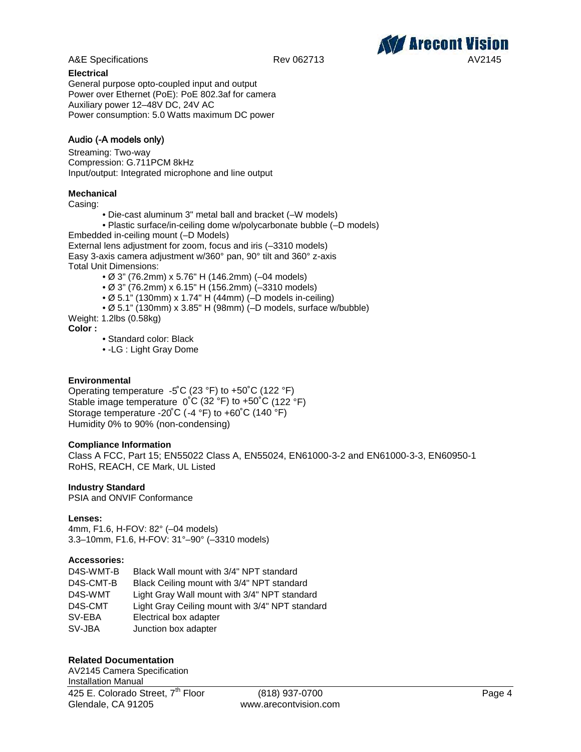**Electrical**

General purpose opto-coupled input and output
Power over Ethernet (PoE): PoE 802.3af for camera
Auxiliary power 12–48V DC, 24V AC
Power consumption: 5.0 Watts maximum DC power

**Audio (-A models only)**

Streaming: Two-way
Compression: G.711PCM 8kHz
Input/output: Integrated microphone and line output

**Mechanical**

Casing:

- Die-cast aluminum 3" metal ball and bracket (–W models)
- Plastic surface/in-ceiling dome w/polycarbonate bubble (–D models)

Embedded in-ceiling mount (–D Models)
External lens adjustment for zoom, focus and iris (–3310 models)
Easy 3-axis camera adjustment w/360° pan, 90° tilt and 360° z-axis
Total Unit Dimensions:

- Ø 3" (76.2mm) x 5.76" H (146.2mm) (–04 models)
- Ø 3" (76.2mm) x 6.15" H (156.2mm) (–3310 models)
- Ø 5.1" (130mm) x 1.74" H (44mm) (–D models in-ceiling)
- Ø 5.1" (130mm) x 3.85" H (98mm) (–D models, surface w/bubble)

Weight: 1.2lbs (0.58kg)

**Color :**

- Standard color: Black
- -LG : Light Gray Dome

**Environmental**

Operating temperature -5˚C (23 °F) to +50˚C (122 °F)
Stable image temperature 0˚C (32 °F) to +50˚C (122 °F)
Storage temperature -20˚C (-4 °F) to +60˚C (140 °F)
Humidity 0% to 90% (non-condensing)

**Compliance Information**

Class A FCC, Part 15; EN55022 Class A, EN55024, EN61000-3-2 and EN61000-3-3, EN60950-1
RoHS, REACH, CE Mark, UL Listed

**Industry Standard**

PSIA and ONVIF Conformance

**Lenses:**

4mm, F1.6, H-FOV: 82° (–04 models)
3.3–10mm, F1.6, H-FOV: 31°–90° (–3310 models)

**Accessories:**

| | |
|---|---|
| D4S-WMT-B | Black Wall mount with 3/4" NPT standard |
| D4S-CMT-B | Black Ceiling mount with 3/4" NPT standard |
| D4S-WMT | Light Gray Wall mount with 3/4" NPT standard |
| D4S-CMT | Light Gray Ceiling mount with 3/4" NPT standard |
| SV-EBA | Electrical box adapter |
| SV-JBA | Junction box adapter |

**Related Documentation**

AV2145 Camera Specification
Installation Manual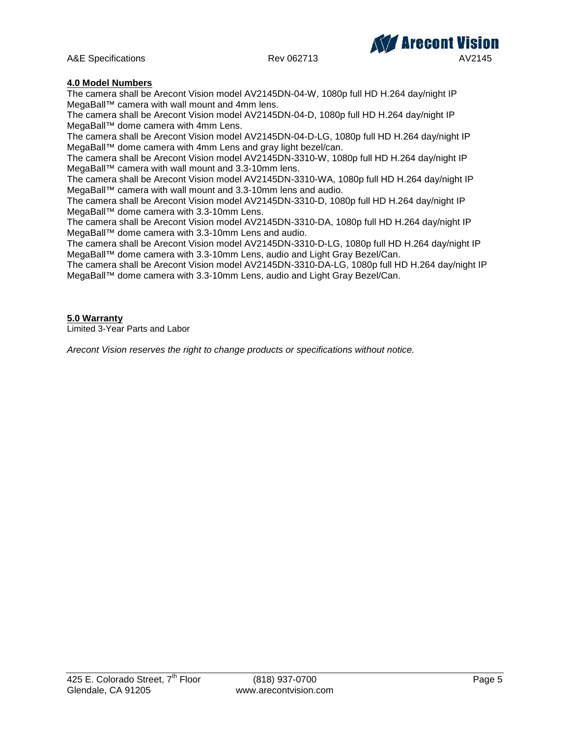## 4.0 Model Numbers

The camera shall be Arecont Vision model AV2145DN-04-W, 1080p full HD H.264 day/night IP MegaBall™ camera with wall mount and 4mm lens.

The camera shall be Arecont Vision model AV2145DN-04-D, 1080p full HD H.264 day/night IP MegaBall™ dome camera with 4mm Lens.

The camera shall be Arecont Vision model AV2145DN-04-D-LG, 1080p full HD H.264 day/night IP MegaBall™ dome camera with 4mm Lens and gray light bezel/can.

The camera shall be Arecont Vision model AV2145DN-3310-W, 1080p full HD H.264 day/night IP MegaBall™ camera with wall mount and 3.3-10mm lens.

The camera shall be Arecont Vision model AV2145DN-3310-WA, 1080p full HD H.264 day/night IP MegaBall™ camera with wall mount and 3.3-10mm lens and audio.

The camera shall be Arecont Vision model AV2145DN-3310-D, 1080p full HD H.264 day/night IP MegaBall™ dome camera with 3.3-10mm Lens.

The camera shall be Arecont Vision model AV2145DN-3310-DA, 1080p full HD H.264 day/night IP MegaBall™ dome camera with 3.3-10mm Lens and audio.

The camera shall be Arecont Vision model AV2145DN-3310-D-LG, 1080p full HD H.264 day/night IP MegaBall™ dome camera with 3.3-10mm Lens, audio and Light Gray Bezel/Can.

The camera shall be Arecont Vision model AV2145DN-3310-DA-LG, 1080p full HD H.264 day/night IP MegaBall™ dome camera with 3.3-10mm Lens, audio and Light Gray Bezel/Can.

## 5.0 Warranty

Limited 3-Year Parts and Labor

*Arecont Vision reserves the right to change products or specifications without notice.*